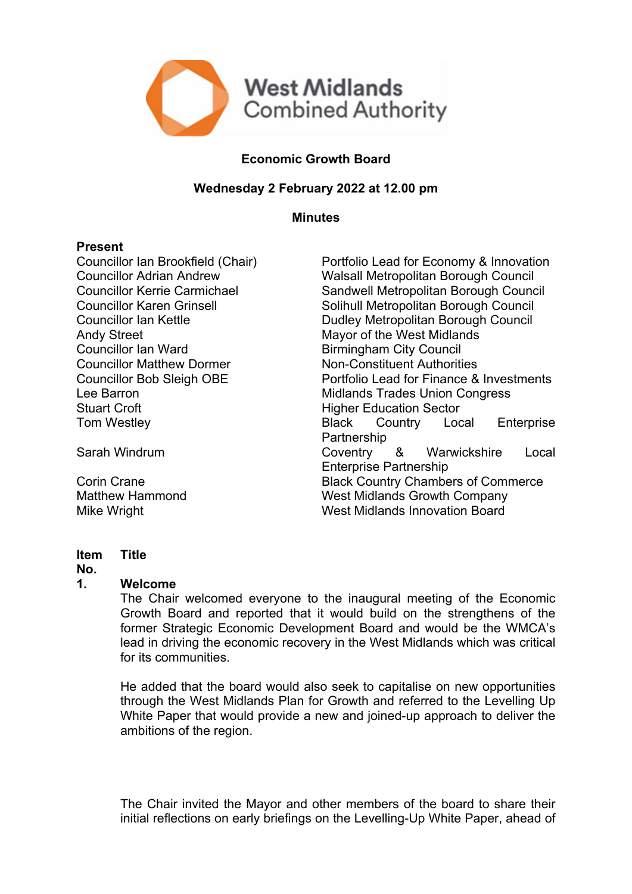West Midlands Combined Authority

## Economic Growth Board

### Wednesday 2 February 2022 at 12.00 pm

### Minutes

**Present**

| | |
|---|---|
| Councillor Ian Brookfield (Chair) | Portfolio Lead for Economy & Innovation |
| Councillor Adrian Andrew | Walsall Metropolitan Borough Council |
| Councillor Kerrie Carmichael | Sandwell Metropolitan Borough Council |
| Councillor Karen Grinsell | Solihull Metropolitan Borough Council |
| Councillor Ian Kettle | Dudley Metropolitan Borough Council |
| Andy Street | Mayor of the West Midlands |
| Councillor Ian Ward | Birmingham City Council |
| Councillor Matthew Dormer | Non-Constituent Authorities |
| Councillor Bob Sleigh OBE | Portfolio Lead for Finance & Investments |
| Lee Barron | Midlands Trades Union Congress |
| Stuart Croft | Higher Education Sector |
| Tom Westley | Black Country Local Enterprise Partnership |
| Sarah Windrum | Coventry & Warwickshire Local Enterprise Partnership |
| Corin Crane | Black Country Chambers of Commerce |
| Matthew Hammond | West Midlands Growth Company |
| Mike Wright | West Midlands Innovation Board |

**Item No.** **Title**

**1. Welcome**

The Chair welcomed everyone to the inaugural meeting of the Economic Growth Board and reported that it would build on the strengthens of the former Strategic Economic Development Board and would be the WMCA's lead in driving the economic recovery in the West Midlands which was critical for its communities.

He added that the board would also seek to capitalise on new opportunities through the West Midlands Plan for Growth and referred to the Levelling Up White Paper that would provide a new and joined-up approach to deliver the ambitions of the region.

The Chair invited the Mayor and other members of the board to share their initial reflections on early briefings on the Levelling-Up White Paper, ahead of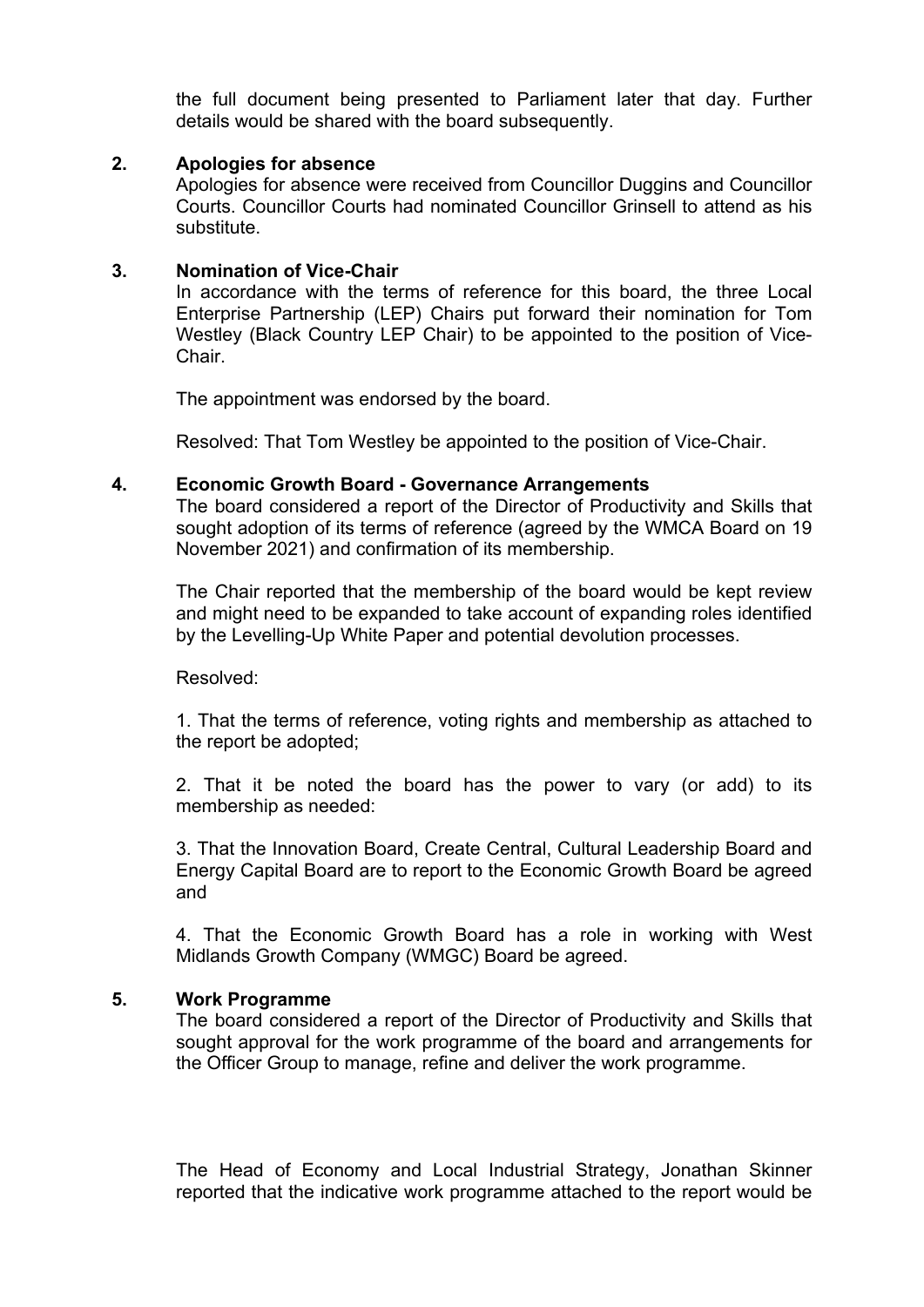the full document being presented to Parliament later that day. Further details would be shared with the board subsequently.

**2. Apologies for absence**

Apologies for absence were received from Councillor Duggins and Councillor Courts. Councillor Courts had nominated Councillor Grinsell to attend as his substitute.

**3. Nomination of Vice-Chair**

In accordance with the terms of reference for this board, the three Local Enterprise Partnership (LEP) Chairs put forward their nomination for Tom Westley (Black Country LEP Chair) to be appointed to the position of Vice-Chair.

The appointment was endorsed by the board.

Resolved: That Tom Westley be appointed to the position of Vice-Chair.

**4. Economic Growth Board - Governance Arrangements**

The board considered a report of the Director of Productivity and Skills that sought adoption of its terms of reference (agreed by the WMCA Board on 19 November 2021) and confirmation of its membership.

The Chair reported that the membership of the board would be kept review and might need to be expanded to take account of expanding roles identified by the Levelling-Up White Paper and potential devolution processes.

Resolved:

1. That the terms of reference, voting rights and membership as attached to the report be adopted;

2. That it be noted the board has the power to vary (or add) to its membership as needed:

3. That the Innovation Board, Create Central, Cultural Leadership Board and Energy Capital Board are to report to the Economic Growth Board be agreed and

4. That the Economic Growth Board has a role in working with West Midlands Growth Company (WMGC) Board be agreed.

**5. Work Programme**

The board considered a report of the Director of Productivity and Skills that sought approval for the work programme of the board and arrangements for the Officer Group to manage, refine and deliver the work programme.

The Head of Economy and Local Industrial Strategy, Jonathan Skinner reported that the indicative work programme attached to the report would be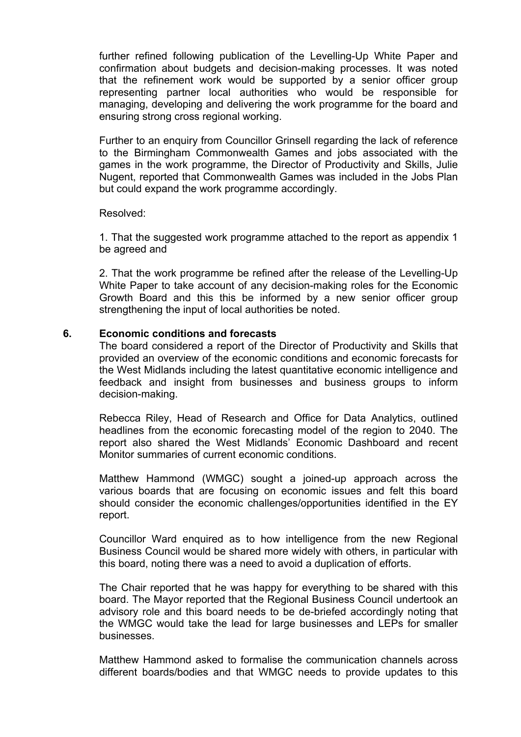further refined following publication of the Levelling-Up White Paper and confirmation about budgets and decision-making processes. It was noted that the refinement work would be supported by a senior officer group representing partner local authorities who would be responsible for managing, developing and delivering the work programme for the board and ensuring strong cross regional working.

Further to an enquiry from Councillor Grinsell regarding the lack of reference to the Birmingham Commonwealth Games and jobs associated with the games in the work programme, the Director of Productivity and Skills, Julie Nugent, reported that Commonwealth Games was included in the Jobs Plan but could expand the work programme accordingly.

Resolved:

1. That the suggested work programme attached to the report as appendix 1 be agreed and

2. That the work programme be refined after the release of the Levelling-Up White Paper to take account of any decision-making roles for the Economic Growth Board and this this be informed by a new senior officer group strengthening the input of local authorities be noted.

**6. Economic conditions and forecasts**

The board considered a report of the Director of Productivity and Skills that provided an overview of the economic conditions and economic forecasts for the West Midlands including the latest quantitative economic intelligence and feedback and insight from businesses and business groups to inform decision-making.

Rebecca Riley, Head of Research and Office for Data Analytics, outlined headlines from the economic forecasting model of the region to 2040. The report also shared the West Midlands' Economic Dashboard and recent Monitor summaries of current economic conditions.

Matthew Hammond (WMGC) sought a joined-up approach across the various boards that are focusing on economic issues and felt this board should consider the economic challenges/opportunities identified in the EY report.

Councillor Ward enquired as to how intelligence from the new Regional Business Council would be shared more widely with others, in particular with this board, noting there was a need to avoid a duplication of efforts.

The Chair reported that he was happy for everything to be shared with this board. The Mayor reported that the Regional Business Council undertook an advisory role and this board needs to be de-briefed accordingly noting that the WMGC would take the lead for large businesses and LEPs for smaller businesses.

Matthew Hammond asked to formalise the communication channels across different boards/bodies and that WMGC needs to provide updates to this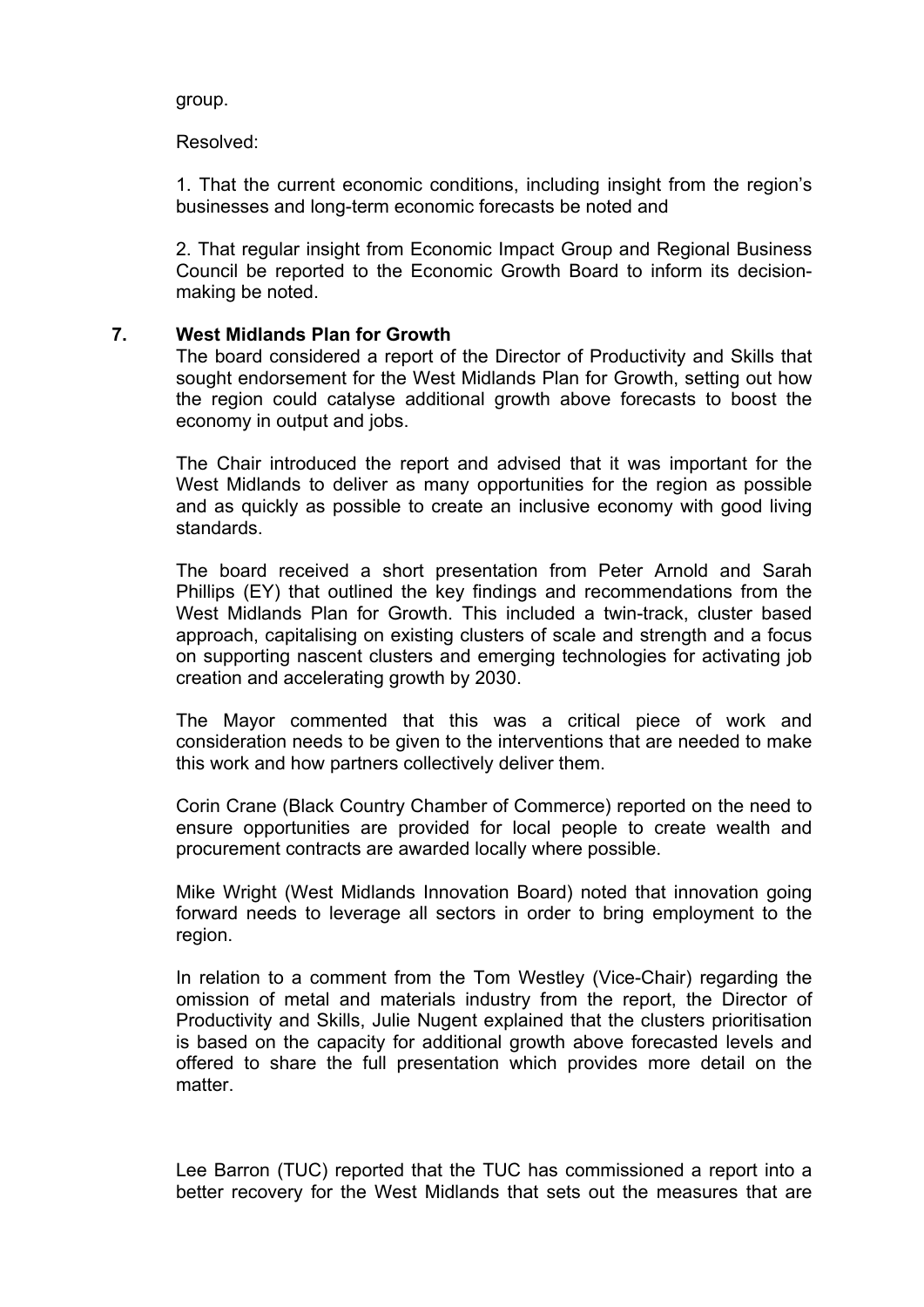group.

Resolved:

1. That the current economic conditions, including insight from the region's businesses and long-term economic forecasts be noted and

2. That regular insight from Economic Impact Group and Regional Business Council be reported to the Economic Growth Board to inform its decision-making be noted.

## 7. West Midlands Plan for Growth

The board considered a report of the Director of Productivity and Skills that sought endorsement for the West Midlands Plan for Growth, setting out how the region could catalyse additional growth above forecasts to boost the economy in output and jobs.

The Chair introduced the report and advised that it was important for the West Midlands to deliver as many opportunities for the region as possible and as quickly as possible to create an inclusive economy with good living standards.

The board received a short presentation from Peter Arnold and Sarah Phillips (EY) that outlined the key findings and recommendations from the West Midlands Plan for Growth. This included a twin-track, cluster based approach, capitalising on existing clusters of scale and strength and a focus on supporting nascent clusters and emerging technologies for activating job creation and accelerating growth by 2030.

The Mayor commented that this was a critical piece of work and consideration needs to be given to the interventions that are needed to make this work and how partners collectively deliver them.

Corin Crane (Black Country Chamber of Commerce) reported on the need to ensure opportunities are provided for local people to create wealth and procurement contracts are awarded locally where possible.

Mike Wright (West Midlands Innovation Board) noted that innovation going forward needs to leverage all sectors in order to bring employment to the region.

In relation to a comment from the Tom Westley (Vice-Chair) regarding the omission of metal and materials industry from the report, the Director of Productivity and Skills, Julie Nugent explained that the clusters prioritisation is based on the capacity for additional growth above forecasted levels and offered to share the full presentation which provides more detail on the matter.

Lee Barron (TUC) reported that the TUC has commissioned a report into a better recovery for the West Midlands that sets out the measures that are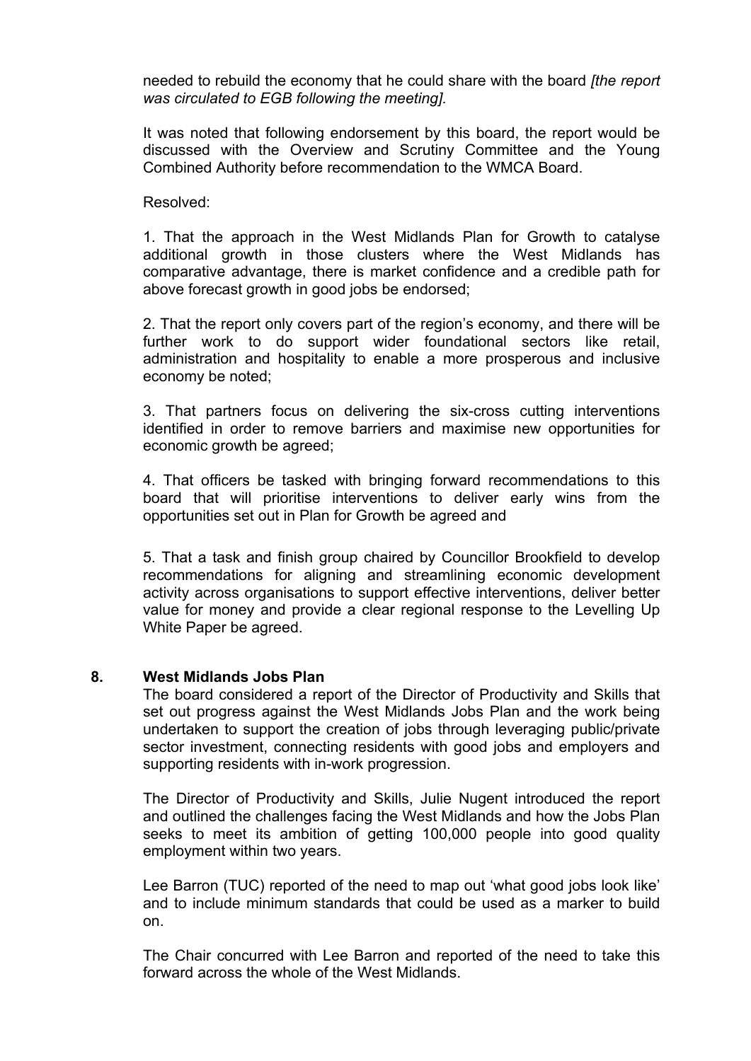needed to rebuild the economy that he could share with the board *[the report was circulated to EGB following the meeting].*

It was noted that following endorsement by this board, the report would be discussed with the Overview and Scrutiny Committee and the Young Combined Authority before recommendation to the WMCA Board.

Resolved:

1. That the approach in the West Midlands Plan for Growth to catalyse additional growth in those clusters where the West Midlands has comparative advantage, there is market confidence and a credible path for above forecast growth in good jobs be endorsed;

2. That the report only covers part of the region's economy, and there will be further work to do support wider foundational sectors like retail, administration and hospitality to enable a more prosperous and inclusive economy be noted;

3. That partners focus on delivering the six-cross cutting interventions identified in order to remove barriers and maximise new opportunities for economic growth be agreed;

4. That officers be tasked with bringing forward recommendations to this board that will prioritise interventions to deliver early wins from the opportunities set out in Plan for Growth be agreed and

5. That a task and finish group chaired by Councillor Brookfield to develop recommendations for aligning and streamlining economic development activity across organisations to support effective interventions, deliver better value for money and provide a clear regional response to the Levelling Up White Paper be agreed.

## 8. West Midlands Jobs Plan

The board considered a report of the Director of Productivity and Skills that set out progress against the West Midlands Jobs Plan and the work being undertaken to support the creation of jobs through leveraging public/private sector investment, connecting residents with good jobs and employers and supporting residents with in-work progression.

The Director of Productivity and Skills, Julie Nugent introduced the report and outlined the challenges facing the West Midlands and how the Jobs Plan seeks to meet its ambition of getting 100,000 people into good quality employment within two years.

Lee Barron (TUC) reported of the need to map out 'what good jobs look like' and to include minimum standards that could be used as a marker to build on.

The Chair concurred with Lee Barron and reported of the need to take this forward across the whole of the West Midlands.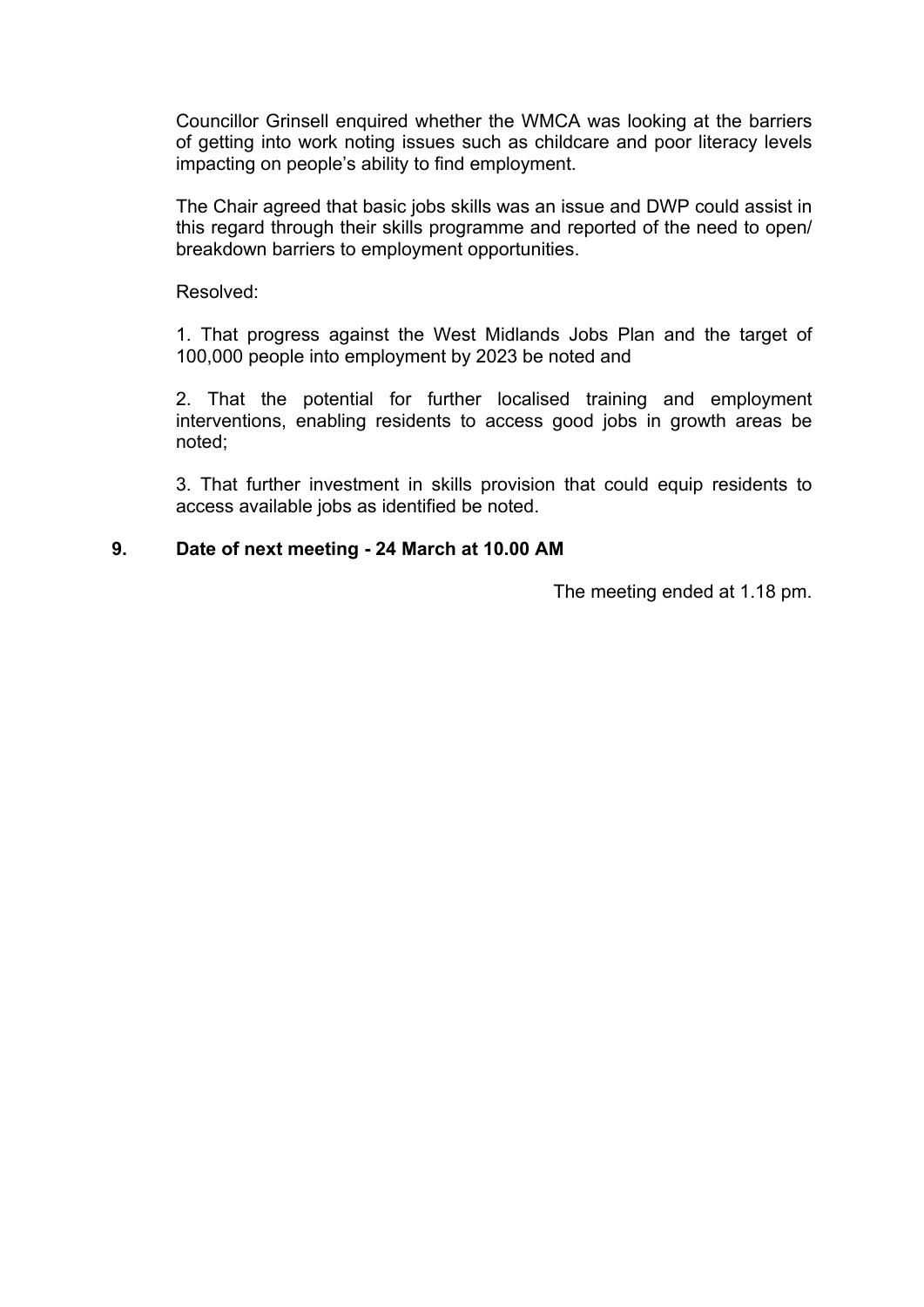Councillor Grinsell enquired whether the WMCA was looking at the barriers of getting into work noting issues such as childcare and poor literacy levels impacting on people's ability to find employment.

The Chair agreed that basic jobs skills was an issue and DWP could assist in this regard through their skills programme and reported of the need to open/ breakdown barriers to employment opportunities.

Resolved:

1. That progress against the West Midlands Jobs Plan and the target of 100,000 people into employment by 2023 be noted and

2. That the potential for further localised training and employment interventions, enabling residents to access good jobs in growth areas be noted;

3. That further investment in skills provision that could equip residents to access available jobs as identified be noted.

## 9. Date of next meeting - 24 March at 10.00 AM

The meeting ended at 1.18 pm.